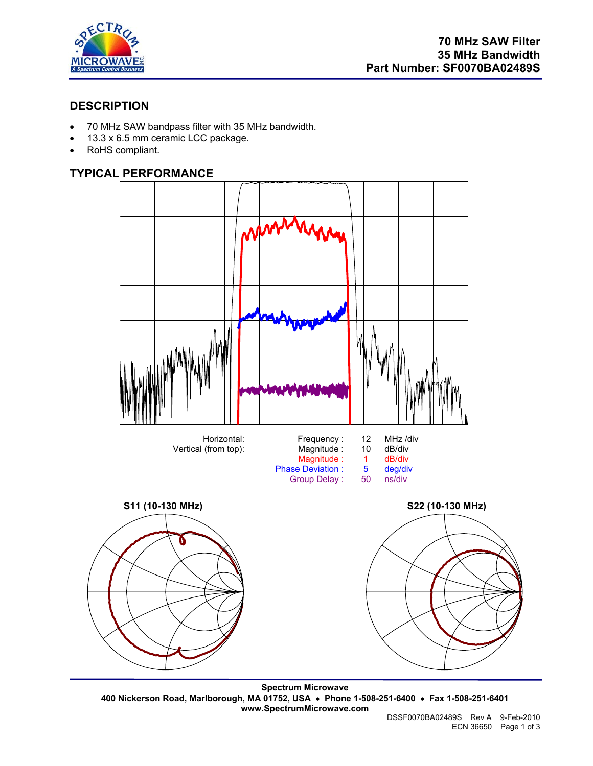# 70 MHz SAW Filter
# 35 MHz Bandwidth
# Part Number: SF0070BA02489S

## DESCRIPTION

- 70 MHz SAW bandpass filter with 35 MHz bandwidth.
- 13.3 x 6.5 mm ceramic LCC package.
- RoHS compliant.

## TYPICAL PERFORMANCE

| | | | |
|---|---|---|---|
| Horizontal: | Frequency : | 12 | MHz /div |
| Vertical (from top): | Magnitude : | 10 | dB/div |
| | Magnitude : | 1 | dB/div |
| | Phase Deviation : | 5 | deg/div |
| | Group Delay : | 50 | ns/div |

**S11 (10-130 MHz)**

**S22 (10-130 MHz)**

**Spectrum Microwave**
**400 Nickerson Road, Marlborough, MA 01752, USA • Phone 1-508-251-6400 • Fax 1-508-251-6401**
**www.SpectrumMicrowave.com**

DSSF0070BA02489S Rev A 9-Feb-2010
ECN 36650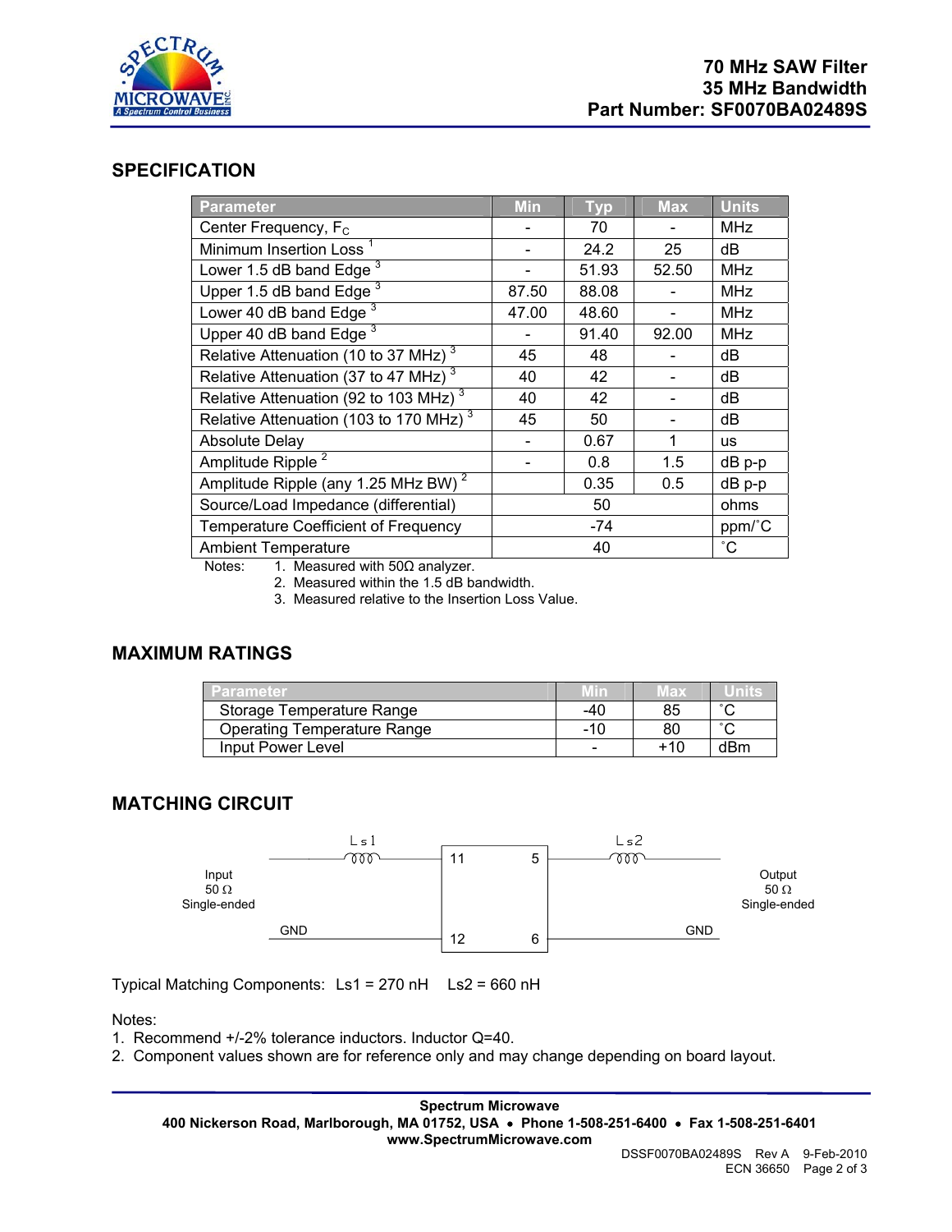# 70 MHz SAW Filter
# 35 MHz Bandwidth
# Part Number: SF0070BA02489S

## SPECIFICATION

| Parameter | Min | Typ | Max | Units |
|---|---|---|---|---|
| Center Frequency, $F_C$ | - | 70 | - | MHz |
| Minimum Insertion Loss [1] | - | 24.2 | 25 | dB |
| Lower 1.5 dB band Edge [3] | - | 51.93 | 52.50 | MHz |
| Upper 1.5 dB band Edge [3] | 87.50 | 88.08 | - | MHz |
| Lower 40 dB band Edge [3] | 47.00 | 48.60 | - | MHz |
| Upper 40 dB band Edge [3] | - | 91.40 | 92.00 | MHz |
| Relative Attenuation (10 to 37 MHz) [3] | 45 | 48 | - | dB |
| Relative Attenuation (37 to 47 MHz) [3] | 40 | 42 | - | dB |
| Relative Attenuation (92 to 103 MHz) [3] | 40 | 42 | - | dB |
| Relative Attenuation (103 to 170 MHz) [3] | 45 | 50 | - | dB |
| Absolute Delay | - | 0.67 | 1 | us |
| Amplitude Ripple [2] | - | 0.8 | 1.5 | dB p-p |
| Amplitude Ripple (any 1.25 MHz BW) [2] | | 0.35 | 0.5 | dB p-p |
| Source/Load Impedance (differential) | | 50 | | ohms |
| Temperature Coefficient of Frequency | | -74 | | ppm/˚C |
| Ambient Temperature | | 40 | | ˚C |

Notes:
1. Measured with 50Ω analyzer.
2. Measured within the 1.5 dB bandwidth.
3. Measured relative to the Insertion Loss Value.

## MAXIMUM RATINGS

| Parameter | Min | Max | Units |
|---|---|---|---|
| Storage Temperature Range | -40 | 85 | ˚C |
| Operating Temperature Range | -10 | 80 | ˚C |
| Input Power Level | - | +10 | dBm |

## MATCHING CIRCUIT

Input 50 Ω Single-ended — Ls1 — pin 11; GND — pin 12; pin 5 — Ls2 — Output 50 Ω Single-ended; pin 6 — GND

Typical Matching Components: Ls1 = 270 nH   Ls2 = 660 nH

Notes:
1. Recommend +/-2% tolerance inductors. Inductor Q=40.
2. Component values shown are for reference only and may change depending on board layout.

**Spectrum Microwave**
**400 Nickerson Road, Marlborough, MA 01752, USA • Phone 1-508-251-6400 • Fax 1-508-251-6401**
**www.SpectrumMicrowave.com**

DSSF0070BA02489S Rev A 9-Feb-2010
ECN 36650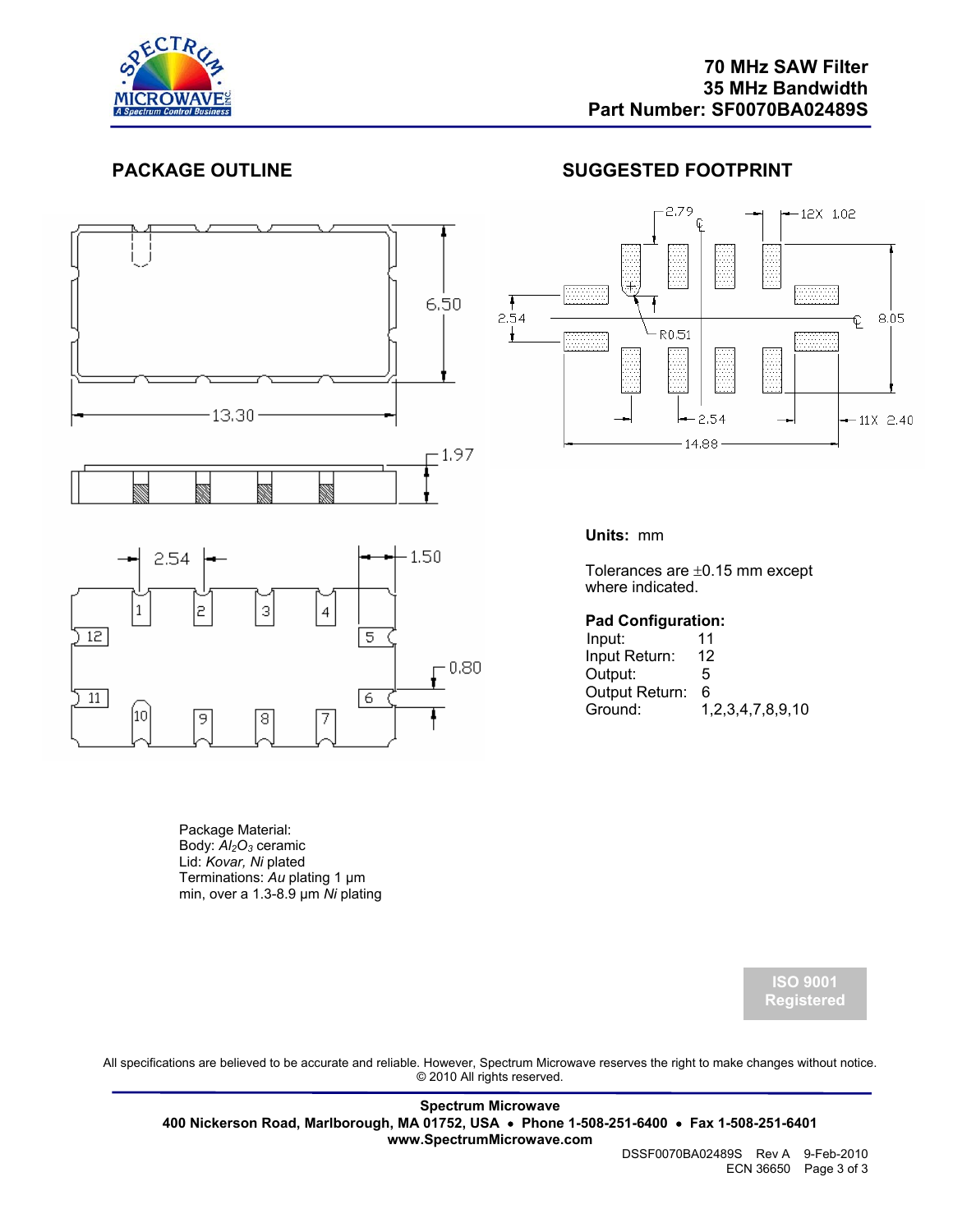# 70 MHz SAW Filter
# 35 MHz Bandwidth
# Part Number: SF0070BA02489S

## PACKAGE OUTLINE

6.50
13.30
1.97
2.54
1.50
0.80
1 2 3 4 5 6 7 8 9 10 11 12

## SUGGESTED FOOTPRINT

2.79
12X 1.02
2.54
R0.51
8.05
2.54
11X 2.40
14.88

**Units:** mm

Tolerances are ±0.15 mm except where indicated.

**Pad Configuration:**

| | |
|---|---|
| Input: | 11 |
| Input Return: | 12 |
| Output: | 5 |
| Output Return: | 6 |
| Ground: | 1,2,3,4,7,8,9,10 |

Package Material:
Body: $Al_2O_3$ ceramic
Lid: *Kovar, Ni* plated
Terminations: *Au* plating 1 μm min, over a 1.3-8.9 μm *Ni* plating

ISO 9001 Registered

All specifications are believed to be accurate and reliable. However, Spectrum Microwave reserves the right to make changes without notice.
© 2010 All rights reserved.

**Spectrum Microwave**
**400 Nickerson Road, Marlborough, MA 01752, USA • Phone 1-508-251-6400 • Fax 1-508-251-6401**
**www.SpectrumMicrowave.com**

DSSF0070BA02489S Rev A 9-Feb-2010
ECN 36650